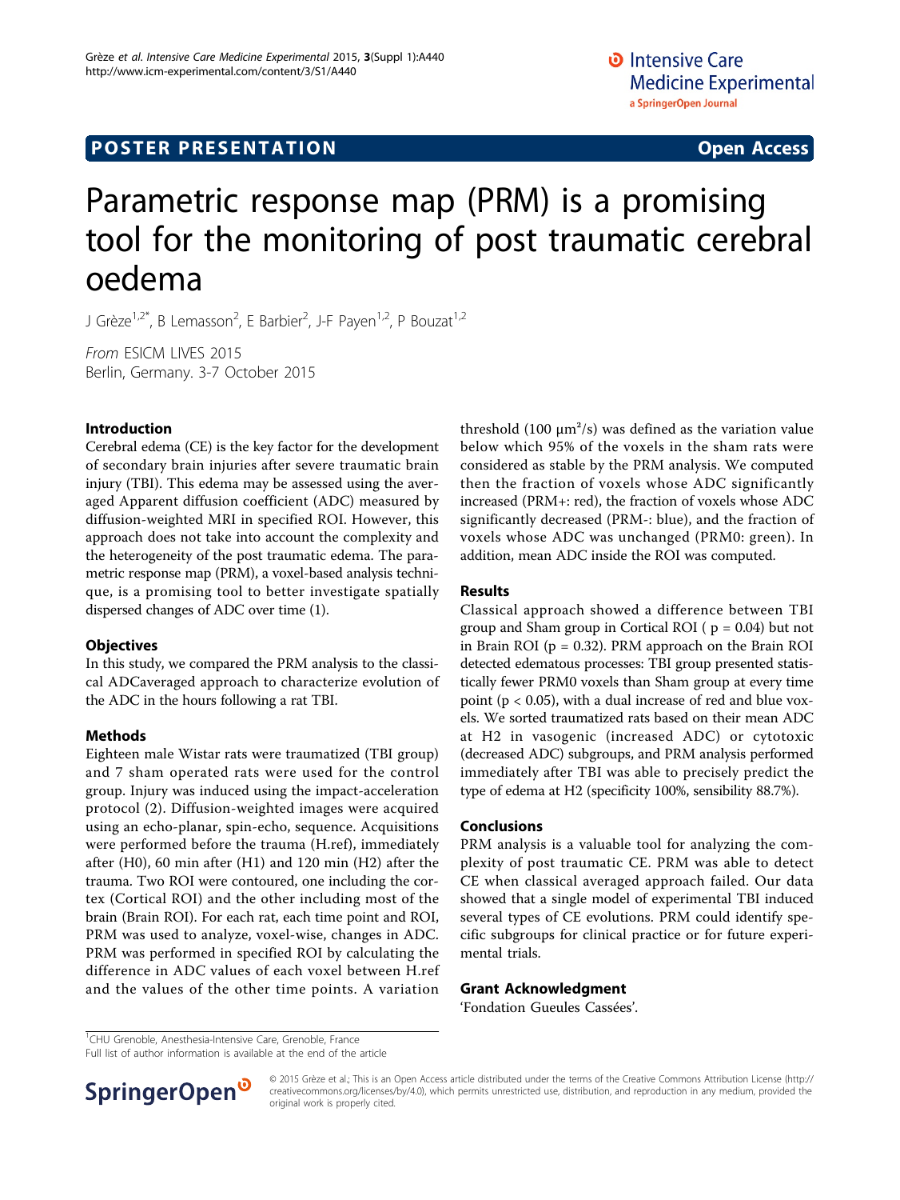## POSTER PRESENTATION

**Open Access**

# Parametric response map (PRM) is a promising tool for the monitoring of post traumatic cerebral oedema

J Grèze[1,2*], B Lemasson[2], E Barbier[2], J-F Payen[1,2], P Bouzat[1,2]

*From* ESICM LIVES 2015
Berlin, Germany. 3-7 October 2015

### Introduction

Cerebral edema (CE) is the key factor for the development of secondary brain injuries after severe traumatic brain injury (TBI). This edema may be assessed using the averaged Apparent diffusion coefficient (ADC) measured by diffusion-weighted MRI in specified ROI. However, this approach does not take into account the complexity and the heterogeneity of the post traumatic edema. The parametric response map (PRM), a voxel-based analysis technique, is a promising tool to better investigate spatially dispersed changes of ADC over time (1).

### Objectives

In this study, we compared the PRM analysis to the classical ADCaveraged approach to characterize evolution of the ADC in the hours following a rat TBI.

### Methods

Eighteen male Wistar rats were traumatized (TBI group) and 7 sham operated rats were used for the control group. Injury was induced using the impact-acceleration protocol (2). Diffusion-weighted images were acquired using an echo-planar, spin-echo, sequence. Acquisitions were performed before the trauma (H.ref), immediately after (H0), 60 min after (H1) and 120 min (H2) after the trauma. Two ROI were contoured, one including the cortex (Cortical ROI) and the other including most of the brain (Brain ROI). For each rat, each time point and ROI, PRM was used to analyze, voxel-wise, changes in ADC. PRM was performed in specified ROI by calculating the difference in ADC values of each voxel between H.ref and the values of the other time points. A variation threshold (100 µm²/s) was defined as the variation value below which 95% of the voxels in the sham rats were considered as stable by the PRM analysis. We computed then the fraction of voxels whose ADC significantly increased (PRM+: red), the fraction of voxels whose ADC significantly decreased (PRM-: blue), and the fraction of voxels whose ADC was unchanged (PRM0: green). In addition, mean ADC inside the ROI was computed.

### Results

Classical approach showed a difference between TBI group and Sham group in Cortical ROI ( $p = 0.04$) but not in Brain ROI ($p = 0.32$). PRM approach on the Brain ROI detected edematous processes: TBI group presented statistically fewer PRM0 voxels than Sham group at every time point ($p < 0.05$), with a dual increase of red and blue voxels. We sorted traumatized rats based on their mean ADC at H2 in vasogenic (increased ADC) or cytotoxic (decreased ADC) subgroups, and PRM analysis performed immediately after TBI was able to precisely predict the type of edema at H2 (specificity 100%, sensibility 88.7%).

### Conclusions

PRM analysis is a valuable tool for analyzing the complexity of post traumatic CE. PRM was able to detect CE when classical averaged approach failed. Our data showed that a single model of experimental TBI induced several types of CE evolutions. PRM could identify specific subgroups for clinical practice or for future experimental trials.

### Grant Acknowledgment

'Fondation Gueules Cassées'.

[1]CHU Grenoble, Anesthesia-Intensive Care, Grenoble, France
Full list of author information is available at the end of the article

© 2015 Grèze et al.; This is an Open Access article distributed under the terms of the Creative Commons Attribution License (http://creativecommons.org/licenses/by/4.0), which permits unrestricted use, distribution, and reproduction in any medium, provided the original work is properly cited.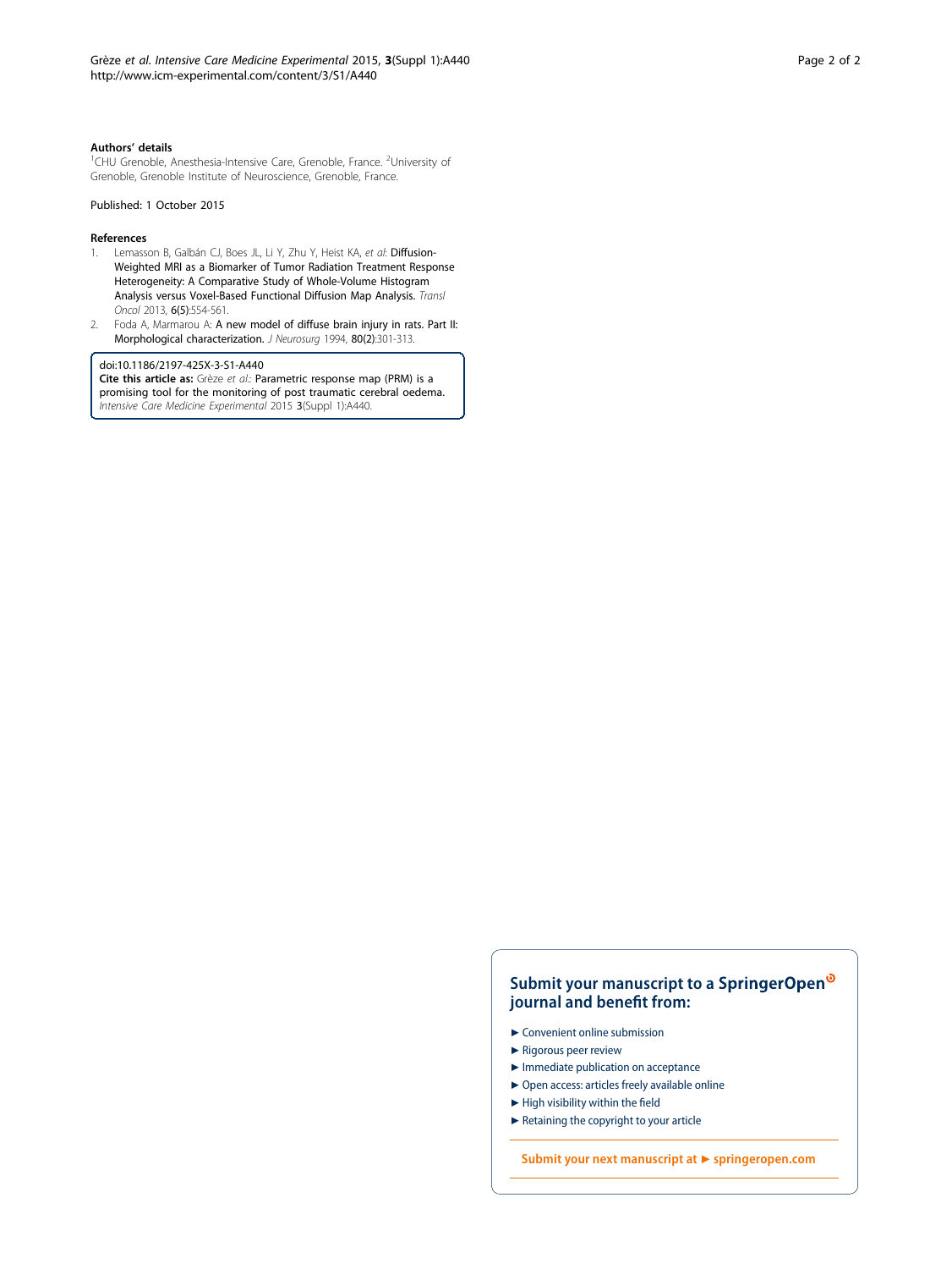### Authors' details

[1]CHU Grenoble, Anesthesia-Intensive Care, Grenoble, France. [2]University of Grenoble, Grenoble Institute of Neuroscience, Grenoble, France.

Published: 1 October 2015

### References

1. Lemasson B, Galbán CJ, Boes JL, Li Y, Zhu Y, Heist KA, *et al*: **Diffusion-Weighted MRI as a Biomarker of Tumor Radiation Treatment Response Heterogeneity: A Comparative Study of Whole-Volume Histogram Analysis versus Voxel-Based Functional Diffusion Map Analysis.** *Transl Oncol* 2013, **6(5)**:554-561.
2. Foda A, Marmarou A: **A new model of diffuse brain injury in rats. Part II: Morphological characterization.** *J Neurosurg* 1994, **80(2)**:301-313.

doi:10.1186/2197-425X-3-S1-A440
**Cite this article as:** Grèze *et al.*: Parametric response map (PRM) is a promising tool for the monitoring of post traumatic cerebral oedema. *Intensive Care Medicine Experimental* 2015 **3**(Suppl 1):A440.

**Submit your manuscript to a SpringerOpen journal and benefit from:**

- ► Convenient online submission
- ► Rigorous peer review
- ► Immediate publication on acceptance
- ► Open access: articles freely available online
- ► High visibility within the field
- ► Retaining the copyright to your article

**Submit your next manuscript at ► springeropen.com**